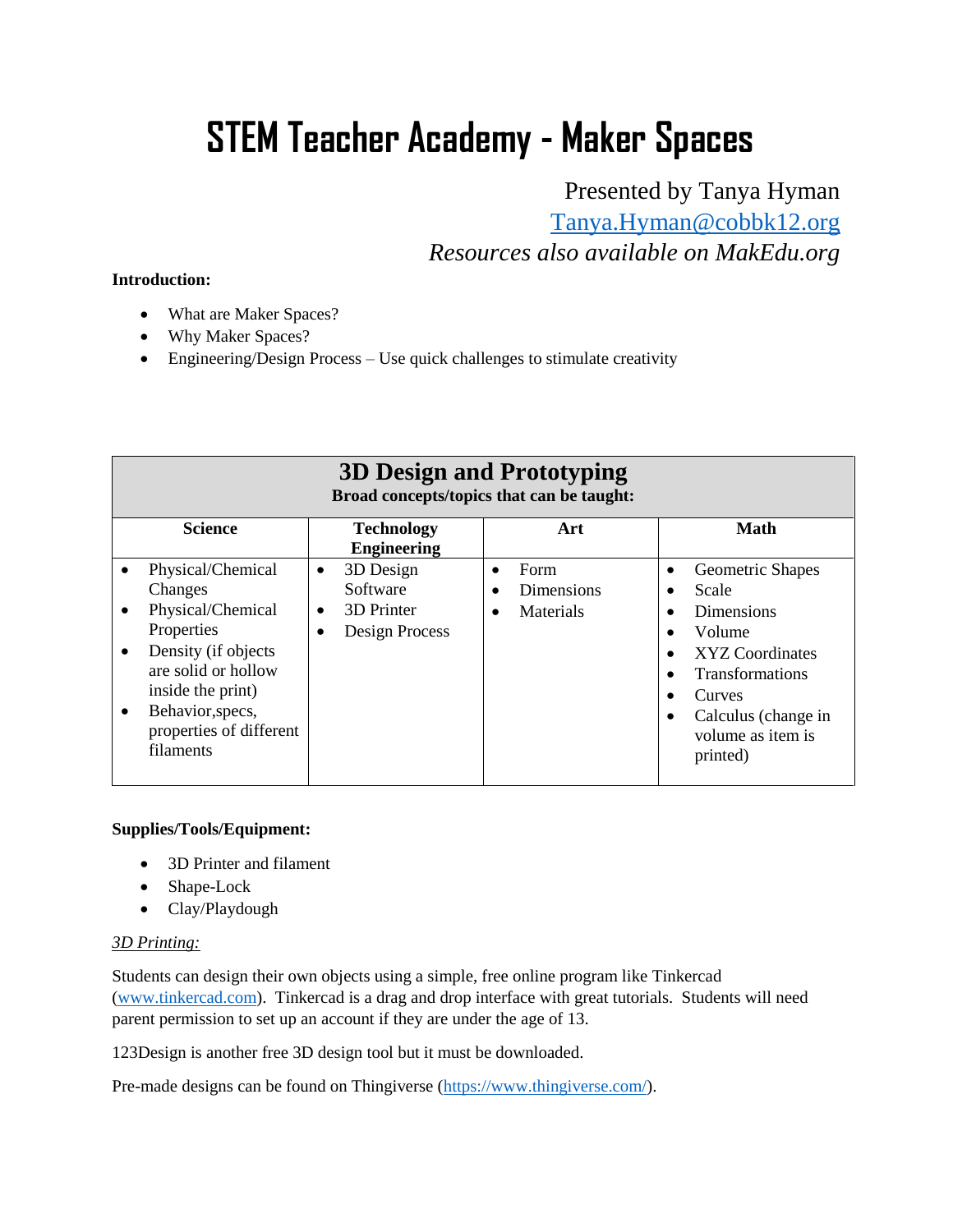# STEM Teacher Academy - Maker Spaces

Presented by Tanya Hyman
[Tanya.Hyman@cobbk12.org](mailto:Tanya.Hyman@cobbk12.org)
*Resources also available on MakEdu.org*

**Introduction:**

- What are Maker Spaces?
- Why Maker Spaces?
- Engineering/Design Process – Use quick challenges to stimulate creativity

| **3D Design and Prototyping**<br>**Broad concepts/topics that can be taught:** | | | |
|---|---|---|---|
| **Science** | **Technology Engineering** | **Art** | **Math** |
| • Physical/Chemical Changes<br>• Physical/Chemical Properties<br>• Density (if objects are solid or hollow inside the print)<br>• Behavior,specs, properties of different filaments | • 3D Design Software<br>• 3D Printer<br>• Design Process | • Form<br>• Dimensions<br>• Materials | • Geometric Shapes<br>• Scale<br>• Dimensions<br>• Volume<br>• XYZ Coordinates<br>• Transformations<br>• Curves<br>• Calculus (change in volume as item is printed) |

**Supplies/Tools/Equipment:**

- 3D Printer and filament
- Shape-Lock
- Clay/Playdough

*3D Printing:*

Students can design their own objects using a simple, free online program like Tinkercad ([www.tinkercad.com](http://www.tinkercad.com)). Tinkercad is a drag and drop interface with great tutorials. Students will need parent permission to set up an account if they are under the age of 13.

123Design is another free 3D design tool but it must be downloaded.

Pre-made designs can be found on Thingiverse ([https://www.thingiverse.com/](https://www.thingiverse.com/)).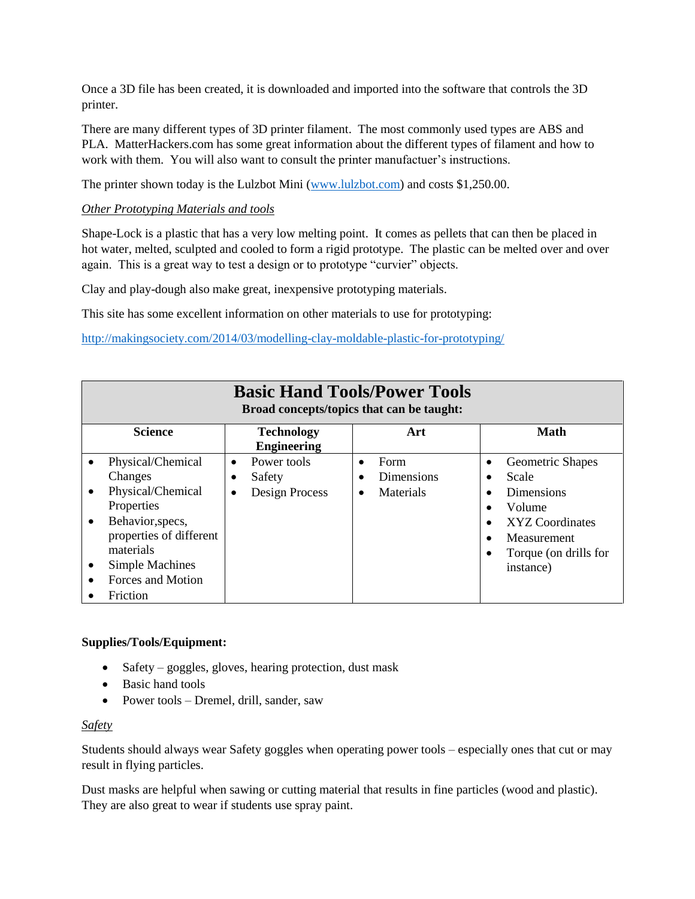Once a 3D file has been created, it is downloaded and imported into the software that controls the 3D printer.

There are many different types of 3D printer filament. The most commonly used types are ABS and PLA. MatterHackers.com has some great information about the different types of filament and how to work with them. You will also want to consult the printer manufactuer's instructions.

The printer shown today is the Lulzbot Mini ([www.lulzbot.com](www.lulzbot.com)) and costs $1,250.00.

*Other Prototyping Materials and tools*

Shape-Lock is a plastic that has a very low melting point. It comes as pellets that can then be placed in hot water, melted, sculpted and cooled to form a rigid prototype. The plastic can be melted over and over again. This is a great way to test a design or to prototype "curvier" objects.

Clay and play-dough also make great, inexpensive prototyping materials.

This site has some excellent information on other materials to use for prototyping:

http://makingsociety.com/2014/03/modelling-clay-moldable-plastic-for-prototyping/

| **Basic Hand Tools/Power Tools**<br>**Broad concepts/topics that can be taught:** | | | |
|---|---|---|---|
| **Science** | **Technology Engineering** | **Art** | **Math** |
| • Physical/Chemical Changes<br>• Physical/Chemical Properties<br>• Behavior,specs, properties of different materials<br>• Simple Machines<br>• Forces and Motion<br>• Friction | • Power tools<br>• Safety<br>• Design Process | • Form<br>• Dimensions<br>• Materials | • Geometric Shapes<br>• Scale<br>• Dimensions<br>• Volume<br>• XYZ Coordinates<br>• Measurement<br>• Torque (on drills for instance) |

**Supplies/Tools/Equipment:**

- Safety – goggles, gloves, hearing protection, dust mask
- Basic hand tools
- Power tools – Dremel, drill, sander, saw

*Safety*

Students should always wear Safety goggles when operating power tools – especially ones that cut or may result in flying particles.

Dust masks are helpful when sawing or cutting material that results in fine particles (wood and plastic). They are also great to wear if students use spray paint.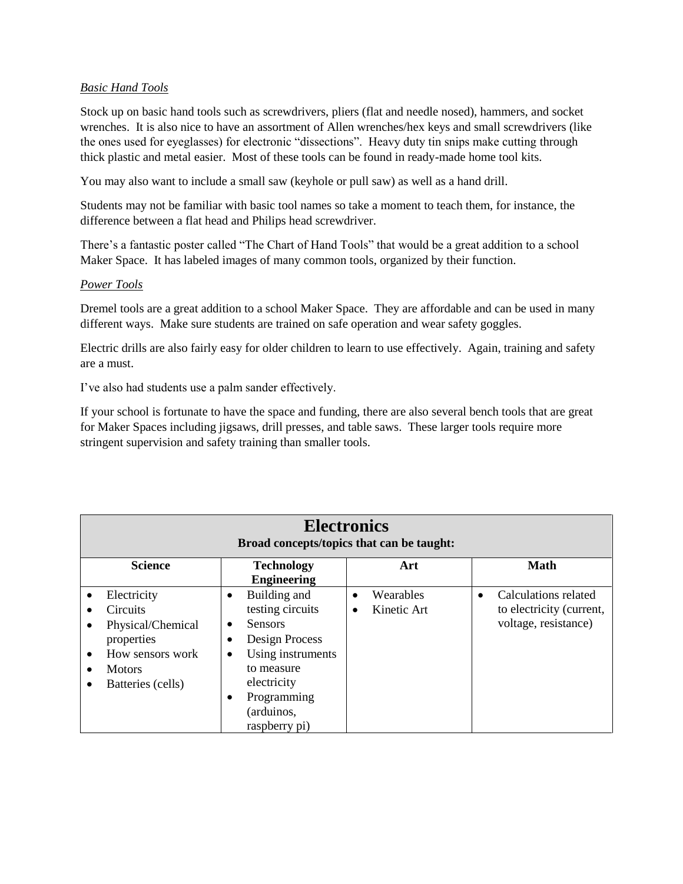*Basic Hand Tools*

Stock up on basic hand tools such as screwdrivers, pliers (flat and needle nosed), hammers, and socket wrenches. It is also nice to have an assortment of Allen wrenches/hex keys and small screwdrivers (like the ones used for eyeglasses) for electronic "dissections". Heavy duty tin snips make cutting through thick plastic and metal easier. Most of these tools can be found in ready-made home tool kits.

You may also want to include a small saw (keyhole or pull saw) as well as a hand drill.

Students may not be familiar with basic tool names so take a moment to teach them, for instance, the difference between a flat head and Philips head screwdriver.

There's a fantastic poster called "The Chart of Hand Tools" that would be a great addition to a school Maker Space. It has labeled images of many common tools, organized by their function.

*Power Tools*

Dremel tools are a great addition to a school Maker Space. They are affordable and can be used in many different ways. Make sure students are trained on safe operation and wear safety goggles.

Electric drills are also fairly easy for older children to learn to use effectively. Again, training and safety are a must.

I've also had students use a palm sander effectively.

If your school is fortunate to have the space and funding, there are also several bench tools that are great for Maker Spaces including jigsaws, drill presses, and table saws. These larger tools require more stringent supervision and safety training than smaller tools.

| **Electronics**<br>**Broad concepts/topics that can be taught:** | | | |
|---|---|---|---|
| **Science** | **Technology Engineering** | **Art** | **Math** |
| • Electricity<br>• Circuits<br>• Physical/Chemical properties<br>• How sensors work<br>• Motors<br>• Batteries (cells) | • Building and testing circuits<br>• Sensors<br>• Design Process<br>• Using instruments to measure electricity<br>• Programming (arduinos, raspberry pi) | • Wearables<br>• Kinetic Art | • Calculations related to electricity (current, voltage, resistance) |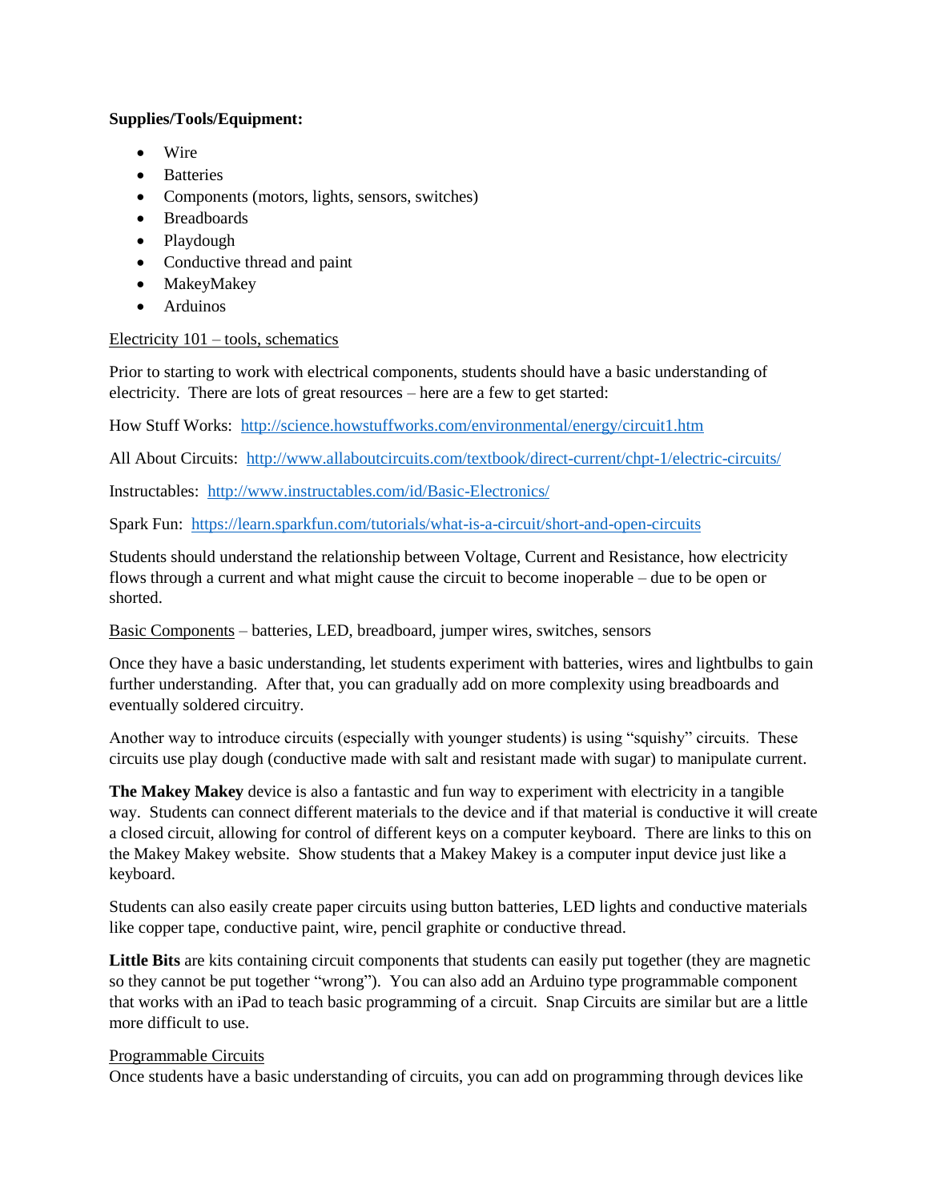**Supplies/Tools/Equipment:**

- Wire
- Batteries
- Components (motors, lights, sensors, switches)
- Breadboards
- Playdough
- Conductive thread and paint
- MakeyMakey
- Arduinos

<u>Electricity 101 – tools, schematics</u>

Prior to starting to work with electrical components, students should have a basic understanding of electricity. There are lots of great resources – here are a few to get started:

How Stuff Works: [http://science.howstuffworks.com/environmental/energy/circuit1.htm](http://science.howstuffworks.com/environmental/energy/circuit1.htm)

All About Circuits: [http://www.allaboutcircuits.com/textbook/direct-current/chpt-1/electric-circuits/](http://www.allaboutcircuits.com/textbook/direct-current/chpt-1/electric-circuits/)

Instructables: [http://www.instructables.com/id/Basic-Electronics/](http://www.instructables.com/id/Basic-Electronics/)

Spark Fun: [https://learn.sparkfun.com/tutorials/what-is-a-circuit/short-and-open-circuits](https://learn.sparkfun.com/tutorials/what-is-a-circuit/short-and-open-circuits)

Students should understand the relationship between Voltage, Current and Resistance, how electricity flows through a current and what might cause the circuit to become inoperable – due to be open or shorted.

<u>Basic Components</u> – batteries, LED, breadboard, jumper wires, switches, sensors

Once they have a basic understanding, let students experiment with batteries, wires and lightbulbs to gain further understanding. After that, you can gradually add on more complexity using breadboards and eventually soldered circuitry.

Another way to introduce circuits (especially with younger students) is using "squishy" circuits. These circuits use play dough (conductive made with salt and resistant made with sugar) to manipulate current.

**The Makey Makey** device is also a fantastic and fun way to experiment with electricity in a tangible way. Students can connect different materials to the device and if that material is conductive it will create a closed circuit, allowing for control of different keys on a computer keyboard. There are links to this on the Makey Makey website. Show students that a Makey Makey is a computer input device just like a keyboard.

Students can also easily create paper circuits using button batteries, LED lights and conductive materials like copper tape, conductive paint, wire, pencil graphite or conductive thread.

**Little Bits** are kits containing circuit components that students can easily put together (they are magnetic so they cannot be put together "wrong"). You can also add an Arduino type programmable component that works with an iPad to teach basic programming of a circuit. Snap Circuits are similar but are a little more difficult to use.

<u>Programmable Circuits</u>

Once students have a basic understanding of circuits, you can add on programming through devices like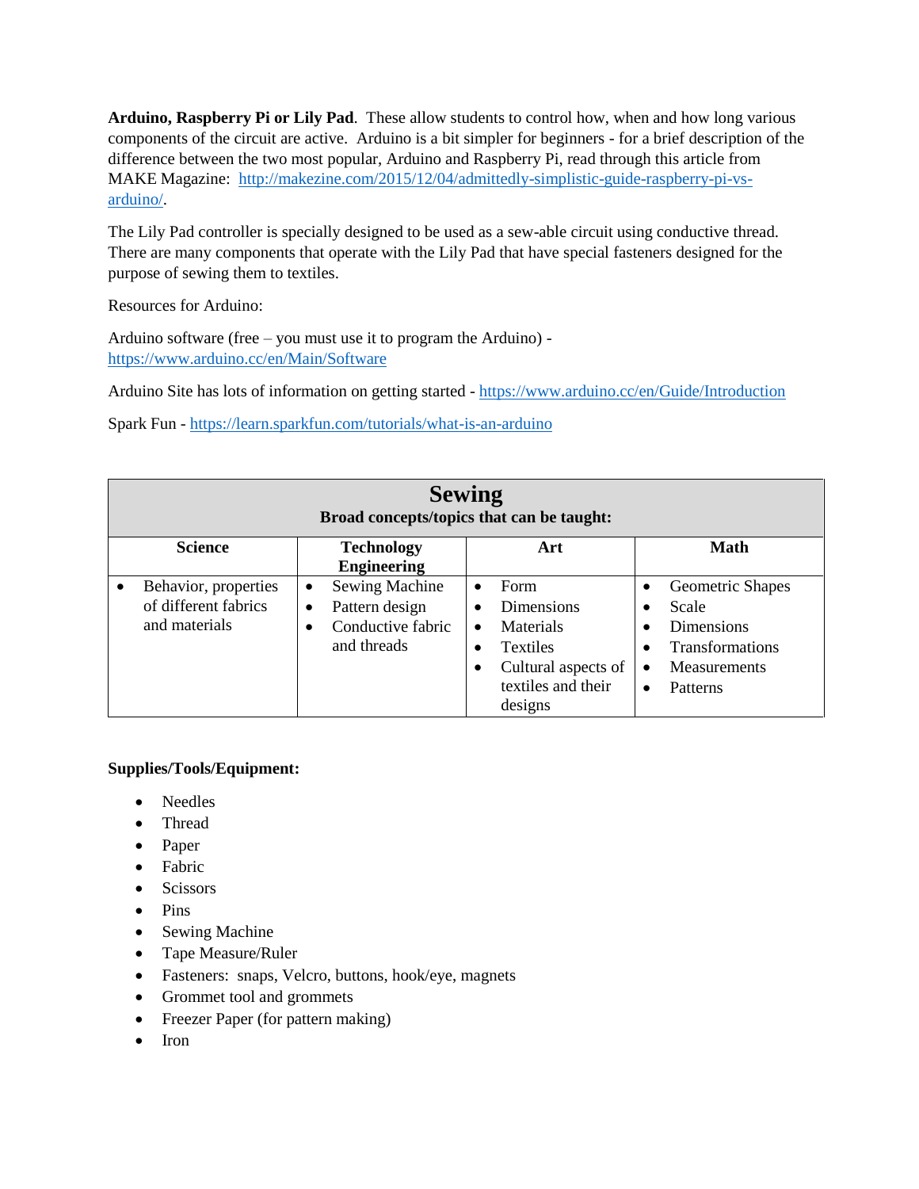**Arduino, Raspberry Pi or Lily Pad**. These allow students to control how, when and how long various components of the circuit are active. Arduino is a bit simpler for beginners - for a brief description of the difference between the two most popular, Arduino and Raspberry Pi, read through this article from MAKE Magazine: [http://makezine.com/2015/12/04/admittedly-simplistic-guide-raspberry-pi-vs-arduino/](http://makezine.com/2015/12/04/admittedly-simplistic-guide-raspberry-pi-vs-arduino/).

The Lily Pad controller is specially designed to be used as a sew-able circuit using conductive thread. There are many components that operate with the Lily Pad that have special fasteners designed for the purpose of sewing them to textiles.

Resources for Arduino:

Arduino software (free – you must use it to program the Arduino) - [https://www.arduino.cc/en/Main/Software](https://www.arduino.cc/en/Main/Software)

Arduino Site has lots of information on getting started - [https://www.arduino.cc/en/Guide/Introduction](https://www.arduino.cc/en/Guide/Introduction)

Spark Fun - [https://learn.sparkfun.com/tutorials/what-is-an-arduino](https://learn.sparkfun.com/tutorials/what-is-an-arduino)

| **Sewing**<br>**Broad concepts/topics that can be taught:** | | | |
|---|---|---|---|
| **Science** | **Technology Engineering** | **Art** | **Math** |
| • Behavior, properties of different fabrics and materials | • Sewing Machine<br>• Pattern design<br>• Conductive fabric and threads | • Form<br>• Dimensions<br>• Materials<br>• Textiles<br>• Cultural aspects of textiles and their designs | • Geometric Shapes<br>• Scale<br>• Dimensions<br>• Transformations<br>• Measurements<br>• Patterns |

**Supplies/Tools/Equipment:**

- Needles
- Thread
- Paper
- Fabric
- Scissors
- Pins
- Sewing Machine
- Tape Measure/Ruler
- Fasteners: snaps, Velcro, buttons, hook/eye, magnets
- Grommet tool and grommets
- Freezer Paper (for pattern making)
- Iron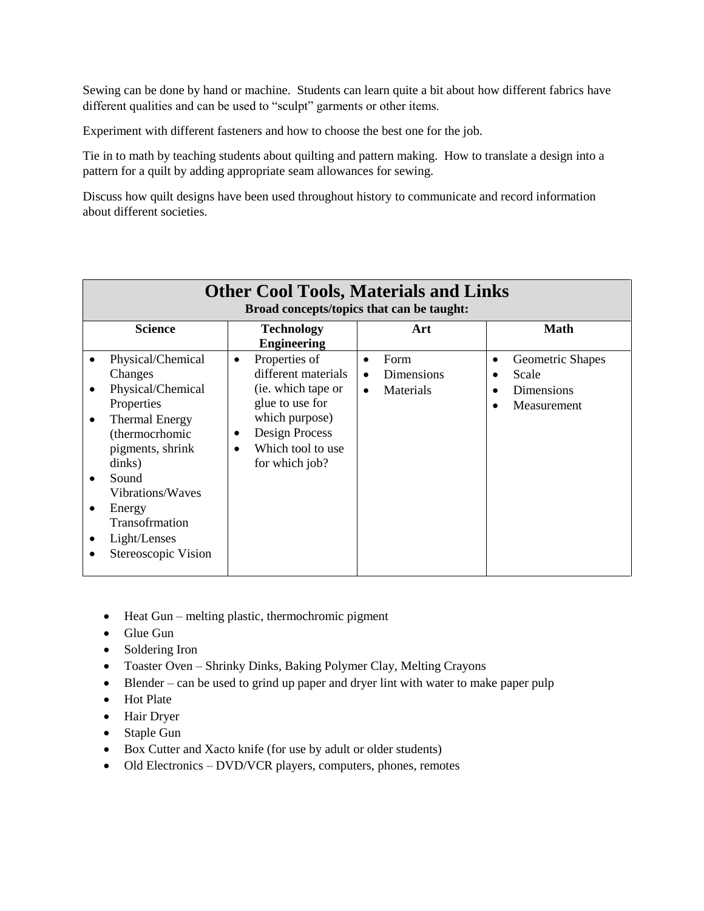Sewing can be done by hand or machine. Students can learn quite a bit about how different fabrics have different qualities and can be used to "sculpt" garments or other items.

Experiment with different fasteners and how to choose the best one for the job.

Tie in to math by teaching students about quilting and pattern making. How to translate a design into a pattern for a quilt by adding appropriate seam allowances for sewing.

Discuss how quilt designs have been used throughout history to communicate and record information about different societies.

| **Other Cool Tools, Materials and Links**<br>**Broad concepts/topics that can be taught:** | | | |
|---|---|---|---|
| **Science** | **Technology Engineering** | **Art** | **Math** |
| • Physical/Chemical Changes<br>• Physical/Chemical Properties<br>• Thermal Energy (thermocrhomic pigments, shrink dinks)<br>• Sound Vibrations/Waves<br>• Energy Transofrmation<br>• Light/Lenses<br>• Stereoscopic Vision | • Properties of different materials (ie. which tape or glue to use for which purpose)<br>• Design Process<br>• Which tool to use for which job? | • Form<br>• Dimensions<br>• Materials | • Geometric Shapes<br>• Scale<br>• Dimensions<br>• Measurement |

- Heat Gun – melting plastic, thermochromic pigment
- Glue Gun
- Soldering Iron
- Toaster Oven – Shrinky Dinks, Baking Polymer Clay, Melting Crayons
- Blender – can be used to grind up paper and dryer lint with water to make paper pulp
- Hot Plate
- Hair Dryer
- Staple Gun
- Box Cutter and Xacto knife (for use by adult or older students)
- Old Electronics – DVD/VCR players, computers, phones, remotes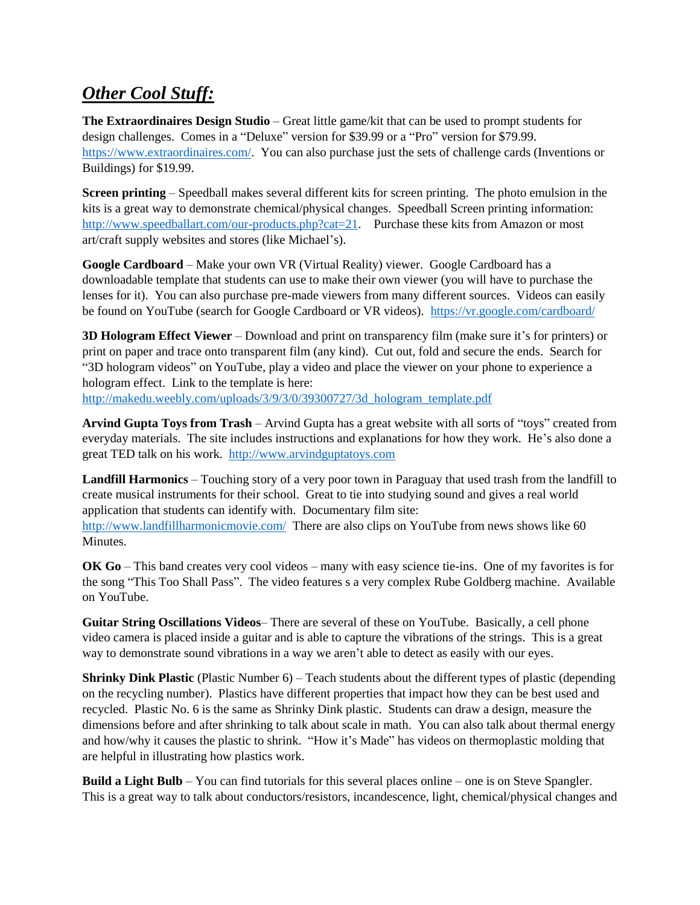## ***Other Cool Stuff:***

**The Extraordinaires Design Studio** – Great little game/kit that can be used to prompt students for design challenges. Comes in a "Deluxe" version for $39.99 or a "Pro" version for $79.99. https://www.extraordinaires.com/. You can also purchase just the sets of challenge cards (Inventions or Buildings) for $19.99.

**Screen printing** – Speedball makes several different kits for screen printing. The photo emulsion in the kits is a great way to demonstrate chemical/physical changes. Speedball Screen printing information: http://www.speedballart.com/our-products.php?cat=21. Purchase these kits from Amazon or most art/craft supply websites and stores (like Michael's).

**Google Cardboard** – Make your own VR (Virtual Reality) viewer. Google Cardboard has a downloadable template that students can use to make their own viewer (you will have to purchase the lenses for it). You can also purchase pre-made viewers from many different sources. Videos can easily be found on YouTube (search for Google Cardboard or VR videos). https://vr.google.com/cardboard/

**3D Hologram Effect Viewer** – Download and print on transparency film (make sure it's for printers) or print on paper and trace onto transparent film (any kind). Cut out, fold and secure the ends. Search for "3D hologram videos" on YouTube, play a video and place the viewer on your phone to experience a hologram effect. Link to the template is here: http://makedu.weebly.com/uploads/3/9/3/0/39300727/3d_hologram_template.pdf

**Arvind Gupta Toys from Trash** – Arvind Gupta has a great website with all sorts of "toys" created from everyday materials. The site includes instructions and explanations for how they work. He's also done a great TED talk on his work. http://www.arvindguptatoys.com

**Landfill Harmonics** – Touching story of a very poor town in Paraguay that used trash from the landfill to create musical instruments for their school. Great to tie into studying sound and gives a real world application that students can identify with. Documentary film site: http://www.landfillharmonicmovie.com/ There are also clips on YouTube from news shows like 60 Minutes.

**OK Go** – This band creates very cool videos – many with easy science tie-ins. One of my favorites is for the song "This Too Shall Pass". The video features s a very complex Rube Goldberg machine. Available on YouTube.

**Guitar String Oscillations Videos**– There are several of these on YouTube. Basically, a cell phone video camera is placed inside a guitar and is able to capture the vibrations of the strings. This is a great way to demonstrate sound vibrations in a way we aren't able to detect as easily with our eyes.

**Shrinky Dink Plastic** (Plastic Number 6) – Teach students about the different types of plastic (depending on the recycling number). Plastics have different properties that impact how they can be best used and recycled. Plastic No. 6 is the same as Shrinky Dink plastic. Students can draw a design, measure the dimensions before and after shrinking to talk about scale in math. You can also talk about thermal energy and how/why it causes the plastic to shrink. "How it's Made" has videos on thermoplastic molding that are helpful in illustrating how plastics work.

**Build a Light Bulb** – You can find tutorials for this several places online – one is on Steve Spangler. This is a great way to talk about conductors/resistors, incandescence, light, chemical/physical changes and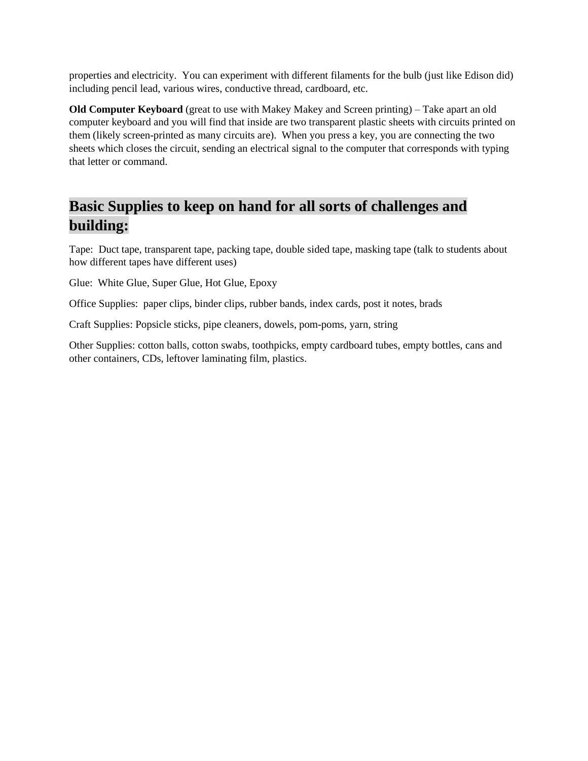properties and electricity.  You can experiment with different filaments for the bulb (just like Edison did) including pencil lead, various wires, conductive thread, cardboard, etc.

**Old Computer Keyboard** (great to use with Makey Makey and Screen printing) – Take apart an old computer keyboard and you will find that inside are two transparent plastic sheets with circuits printed on them (likely screen-printed as many circuits are).  When you press a key, you are connecting the two sheets which closes the circuit, sending an electrical signal to the computer that corresponds with typing that letter or command.

## Basic Supplies to keep on hand for all sorts of challenges and building:

Tape:  Duct tape, transparent tape, packing tape, double sided tape, masking tape (talk to students about how different tapes have different uses)

Glue:  White Glue, Super Glue, Hot Glue, Epoxy

Office Supplies:  paper clips, binder clips, rubber bands, index cards, post it notes, brads

Craft Supplies: Popsicle sticks, pipe cleaners, dowels, pom-poms, yarn, string

Other Supplies: cotton balls, cotton swabs, toothpicks, empty cardboard tubes, empty bottles, cans and other containers, CDs, leftover laminating film, plastics.